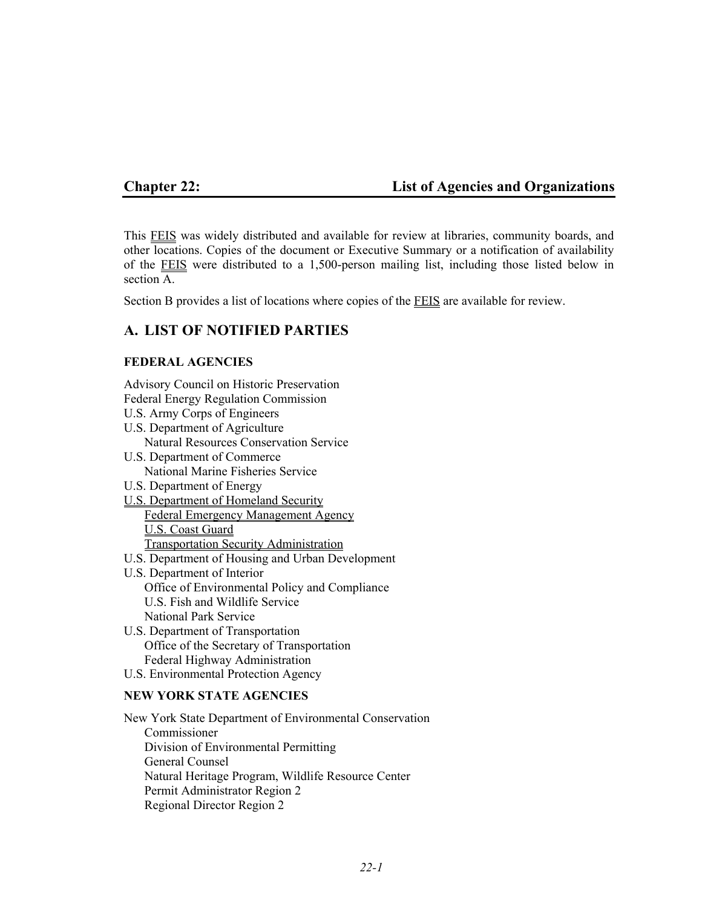# Chapter 22: List of Agencies and Organizations

This FEIS was widely distributed and available for review at libraries, community boards, and other locations. Copies of the document or Executive Summary or a notification of availability of the FEIS were distributed to a 1,500-person mailing list, including those listed below in section A.

Section B provides a list of locations where copies of the FEIS are available for review.

## A. LIST OF NOTIFIED PARTIES

### FEDERAL AGENCIES

Advisory Council on Historic Preservation
Federal Energy Regulation Commission
U.S. Army Corps of Engineers
U.S. Department of Agriculture
- Natural Resources Conservation Service

U.S. Department of Commerce
- National Marine Fisheries Service

U.S. Department of Energy
U.S. Department of Homeland Security
- Federal Emergency Management Agency
- U.S. Coast Guard
- Transportation Security Administration

U.S. Department of Housing and Urban Development
U.S. Department of Interior
- Office of Environmental Policy and Compliance
- U.S. Fish and Wildlife Service
- National Park Service

U.S. Department of Transportation
- Office of the Secretary of Transportation
- Federal Highway Administration

U.S. Environmental Protection Agency

### NEW YORK STATE AGENCIES

New York State Department of Environmental Conservation
- Commissioner
- Division of Environmental Permitting
- General Counsel
- Natural Heritage Program, Wildlife Resource Center
- Permit Administrator Region 2
- Regional Director Region 2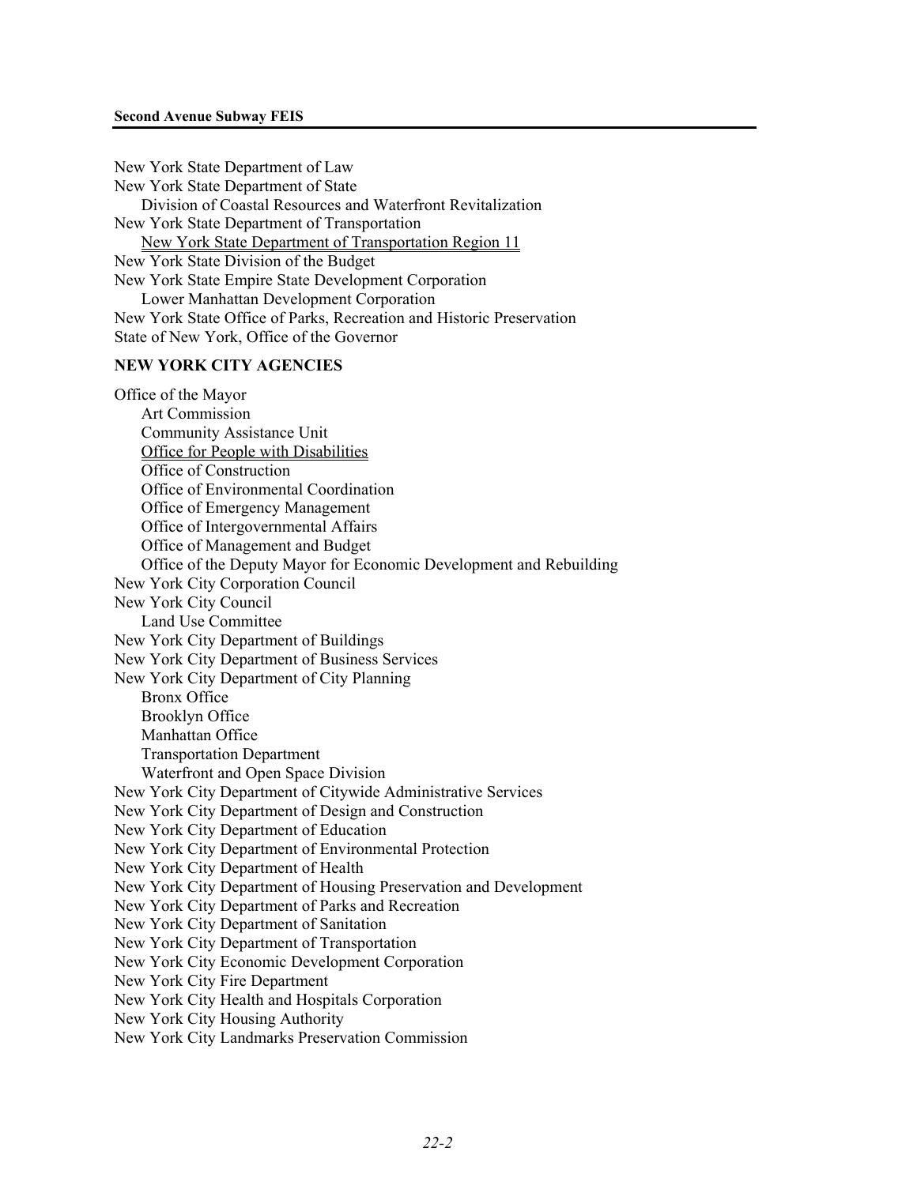New York State Department of Law
New York State Department of State
    Division of Coastal Resources and Waterfront Revitalization
New York State Department of Transportation
    <u>New York State Department of Transportation Region 11</u>
New York State Division of the Budget
New York State Empire State Development Corporation
    Lower Manhattan Development Corporation
New York State Office of Parks, Recreation and Historic Preservation
State of New York, Office of the Governor

## NEW YORK CITY AGENCIES

Office of the Mayor
    Art Commission
    Community Assistance Unit
    <u>Office for People with Disabilities</u>
    Office of Construction
    Office of Environmental Coordination
    Office of Emergency Management
    Office of Intergovernmental Affairs
    Office of Management and Budget
    Office of the Deputy Mayor for Economic Development and Rebuilding
New York City Corporation Council
New York City Council
    Land Use Committee
New York City Department of Buildings
New York City Department of Business Services
New York City Department of City Planning
    Bronx Office
    Brooklyn Office
    Manhattan Office
    Transportation Department
    Waterfront and Open Space Division
New York City Department of Citywide Administrative Services
New York City Department of Design and Construction
New York City Department of Education
New York City Department of Environmental Protection
New York City Department of Health
New York City Department of Housing Preservation and Development
New York City Department of Parks and Recreation
New York City Department of Sanitation
New York City Department of Transportation
New York City Economic Development Corporation
New York City Fire Department
New York City Health and Hospitals Corporation
New York City Housing Authority
New York City Landmarks Preservation Commission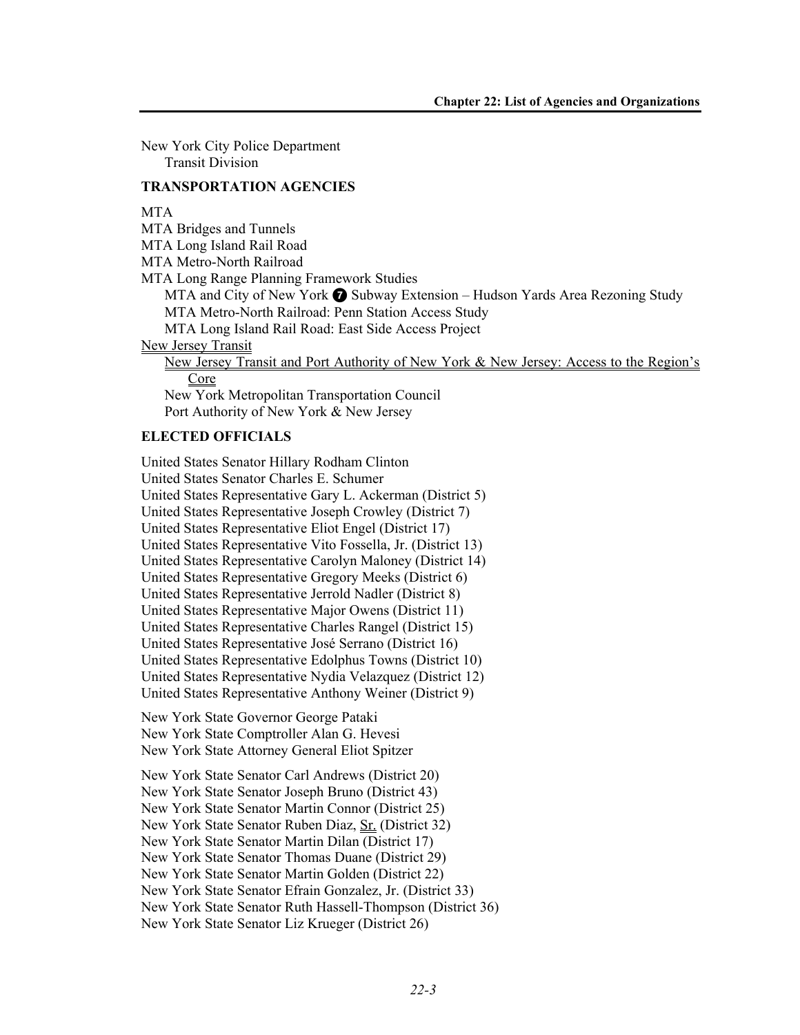New York City Police Department
  Transit Division

**TRANSPORTATION AGENCIES**

MTA
MTA Bridges and Tunnels
MTA Long Island Rail Road
MTA Metro-North Railroad
MTA Long Range Planning Framework Studies
  MTA and City of New York ❼ Subway Extension – Hudson Yards Area Rezoning Study
  MTA Metro-North Railroad: Penn Station Access Study
  MTA Long Island Rail Road: East Side Access Project
New Jersey Transit
  New Jersey Transit and Port Authority of New York & New Jersey: Access to the Region's Core
  New York Metropolitan Transportation Council
  Port Authority of New York & New Jersey

**ELECTED OFFICIALS**

United States Senator Hillary Rodham Clinton
United States Senator Charles E. Schumer
United States Representative Gary L. Ackerman (District 5)
United States Representative Joseph Crowley (District 7)
United States Representative Eliot Engel (District 17)
United States Representative Vito Fossella, Jr. (District 13)
United States Representative Carolyn Maloney (District 14)
United States Representative Gregory Meeks (District 6)
United States Representative Jerrold Nadler (District 8)
United States Representative Major Owens (District 11)
United States Representative Charles Rangel (District 15)
United States Representative José Serrano (District 16)
United States Representative Edolphus Towns (District 10)
United States Representative Nydia Velazquez (District 12)
United States Representative Anthony Weiner (District 9)

New York State Governor George Pataki
New York State Comptroller Alan G. Hevesi
New York State Attorney General Eliot Spitzer

New York State Senator Carl Andrews (District 20)
New York State Senator Joseph Bruno (District 43)
New York State Senator Martin Connor (District 25)
New York State Senator Ruben Diaz, Sr. (District 32)
New York State Senator Martin Dilan (District 17)
New York State Senator Thomas Duane (District 29)
New York State Senator Martin Golden (District 22)
New York State Senator Efrain Gonzalez, Jr. (District 33)
New York State Senator Ruth Hassell-Thompson (District 36)
New York State Senator Liz Krueger (District 26)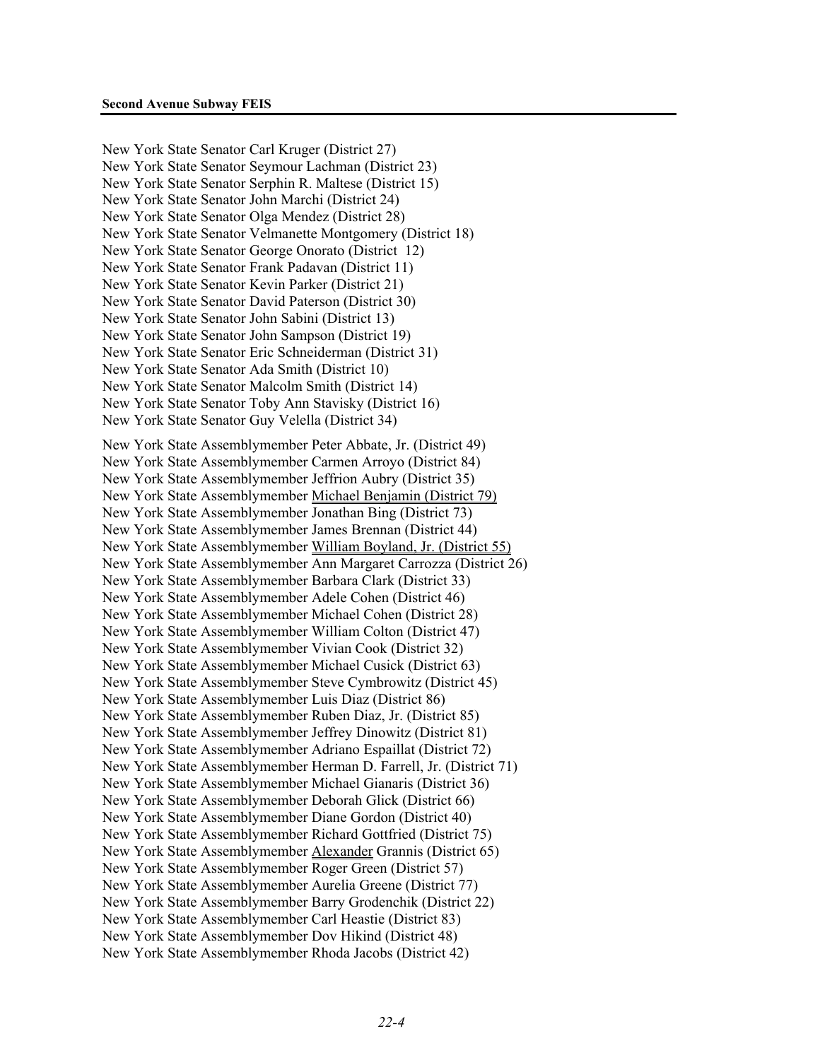New York State Senator Carl Kruger (District 27)
New York State Senator Seymour Lachman (District 23)
New York State Senator Serphin R. Maltese (District 15)
New York State Senator John Marchi (District 24)
New York State Senator Olga Mendez (District 28)
New York State Senator Velmanette Montgomery (District 18)
New York State Senator George Onorato (District 12)
New York State Senator Frank Padavan (District 11)
New York State Senator Kevin Parker (District 21)
New York State Senator David Paterson (District 30)
New York State Senator John Sabini (District 13)
New York State Senator John Sampson (District 19)
New York State Senator Eric Schneiderman (District 31)
New York State Senator Ada Smith (District 10)
New York State Senator Malcolm Smith (District 14)
New York State Senator Toby Ann Stavisky (District 16)
New York State Senator Guy Velella (District 34)

New York State Assemblymember Peter Abbate, Jr. (District 49)
New York State Assemblymember Carmen Arroyo (District 84)
New York State Assemblymember Jeffrion Aubry (District 35)
New York State Assemblymember Michael Benjamin (District 79)
New York State Assemblymember Jonathan Bing (District 73)
New York State Assemblymember James Brennan (District 44)
New York State Assemblymember William Boyland, Jr. (District 55)
New York State Assemblymember Ann Margaret Carrozza (District 26)
New York State Assemblymember Barbara Clark (District 33)
New York State Assemblymember Adele Cohen (District 46)
New York State Assemblymember Michael Cohen (District 28)
New York State Assemblymember William Colton (District 47)
New York State Assemblymember Vivian Cook (District 32)
New York State Assemblymember Michael Cusick (District 63)
New York State Assemblymember Steve Cymbrowitz (District 45)
New York State Assemblymember Luis Diaz (District 86)
New York State Assemblymember Ruben Diaz, Jr. (District 85)
New York State Assemblymember Jeffrey Dinowitz (District 81)
New York State Assemblymember Adriano Espaillat (District 72)
New York State Assemblymember Herman D. Farrell, Jr. (District 71)
New York State Assemblymember Michael Gianaris (District 36)
New York State Assemblymember Deborah Glick (District 66)
New York State Assemblymember Diane Gordon (District 40)
New York State Assemblymember Richard Gottfried (District 75)
New York State Assemblymember Alexander Grannis (District 65)
New York State Assemblymember Roger Green (District 57)
New York State Assemblymember Aurelia Greene (District 77)
New York State Assemblymember Barry Grodenchik (District 22)
New York State Assemblymember Carl Heastie (District 83)
New York State Assemblymember Dov Hikind (District 48)
New York State Assemblymember Rhoda Jacobs (District 42)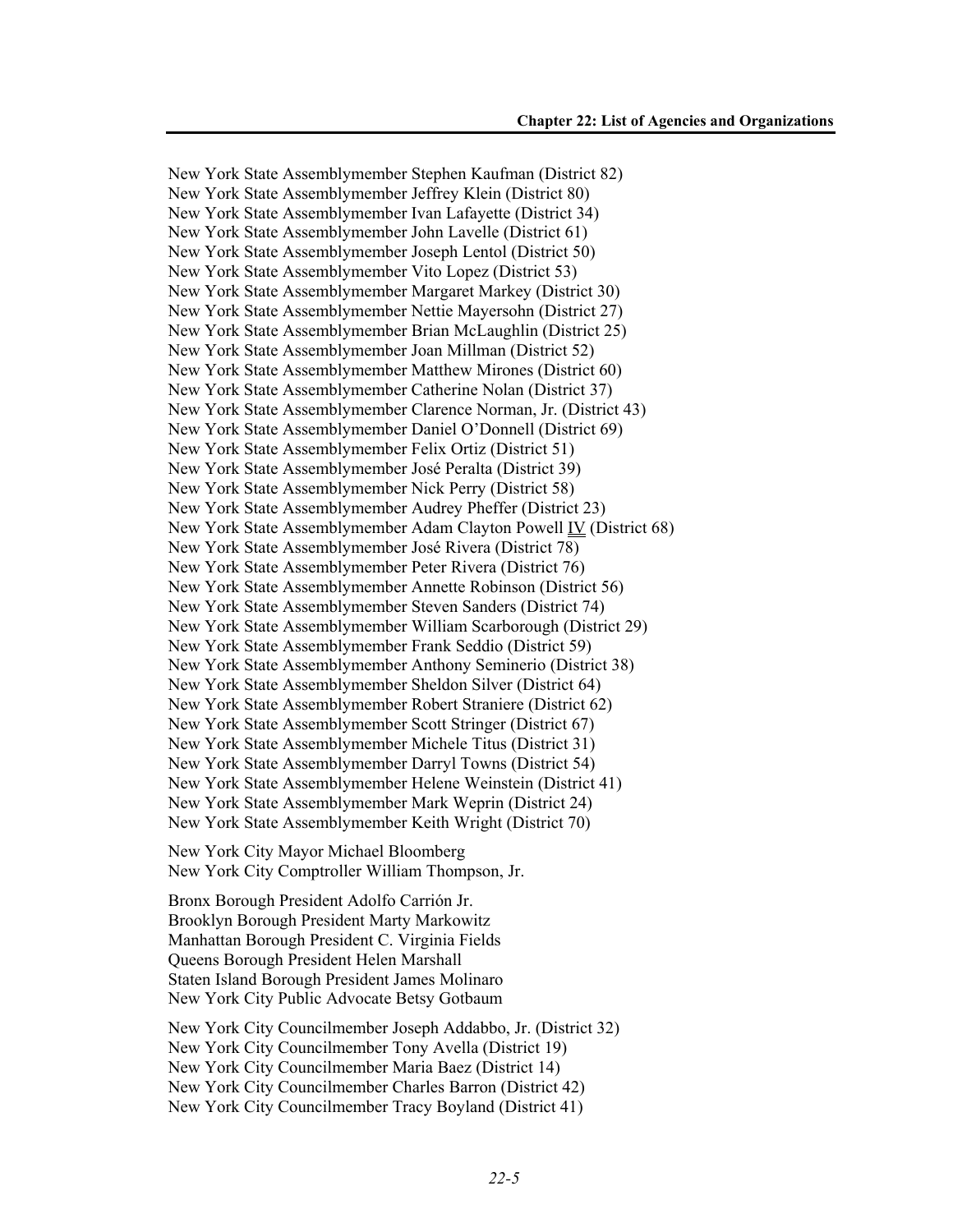New York State Assemblymember Stephen Kaufman (District 82)
New York State Assemblymember Jeffrey Klein (District 80)
New York State Assemblymember Ivan Lafayette (District 34)
New York State Assemblymember John Lavelle (District 61)
New York State Assemblymember Joseph Lentol (District 50)
New York State Assemblymember Vito Lopez (District 53)
New York State Assemblymember Margaret Markey (District 30)
New York State Assemblymember Nettie Mayersohn (District 27)
New York State Assemblymember Brian McLaughlin (District 25)
New York State Assemblymember Joan Millman (District 52)
New York State Assemblymember Matthew Mirones (District 60)
New York State Assemblymember Catherine Nolan (District 37)
New York State Assemblymember Clarence Norman, Jr. (District 43)
New York State Assemblymember Daniel O'Donnell (District 69)
New York State Assemblymember Felix Ortiz (District 51)
New York State Assemblymember José Peralta (District 39)
New York State Assemblymember Nick Perry (District 58)
New York State Assemblymember Audrey Pheffer (District 23)
New York State Assemblymember Adam Clayton Powell IV (District 68)
New York State Assemblymember José Rivera (District 78)
New York State Assemblymember Peter Rivera (District 76)
New York State Assemblymember Annette Robinson (District 56)
New York State Assemblymember Steven Sanders (District 74)
New York State Assemblymember William Scarborough (District 29)
New York State Assemblymember Frank Seddio (District 59)
New York State Assemblymember Anthony Seminerio (District 38)
New York State Assemblymember Sheldon Silver (District 64)
New York State Assemblymember Robert Straniere (District 62)
New York State Assemblymember Scott Stringer (District 67)
New York State Assemblymember Michele Titus (District 31)
New York State Assemblymember Darryl Towns (District 54)
New York State Assemblymember Helene Weinstein (District 41)
New York State Assemblymember Mark Weprin (District 24)
New York State Assemblymember Keith Wright (District 70)

New York City Mayor Michael Bloomberg
New York City Comptroller William Thompson, Jr.

Bronx Borough President Adolfo Carrión Jr.
Brooklyn Borough President Marty Markowitz
Manhattan Borough President C. Virginia Fields
Queens Borough President Helen Marshall
Staten Island Borough President James Molinaro
New York City Public Advocate Betsy Gotbaum

New York City Councilmember Joseph Addabbo, Jr. (District 32)
New York City Councilmember Tony Avella (District 19)
New York City Councilmember Maria Baez (District 14)
New York City Councilmember Charles Barron (District 42)
New York City Councilmember Tracy Boyland (District 41)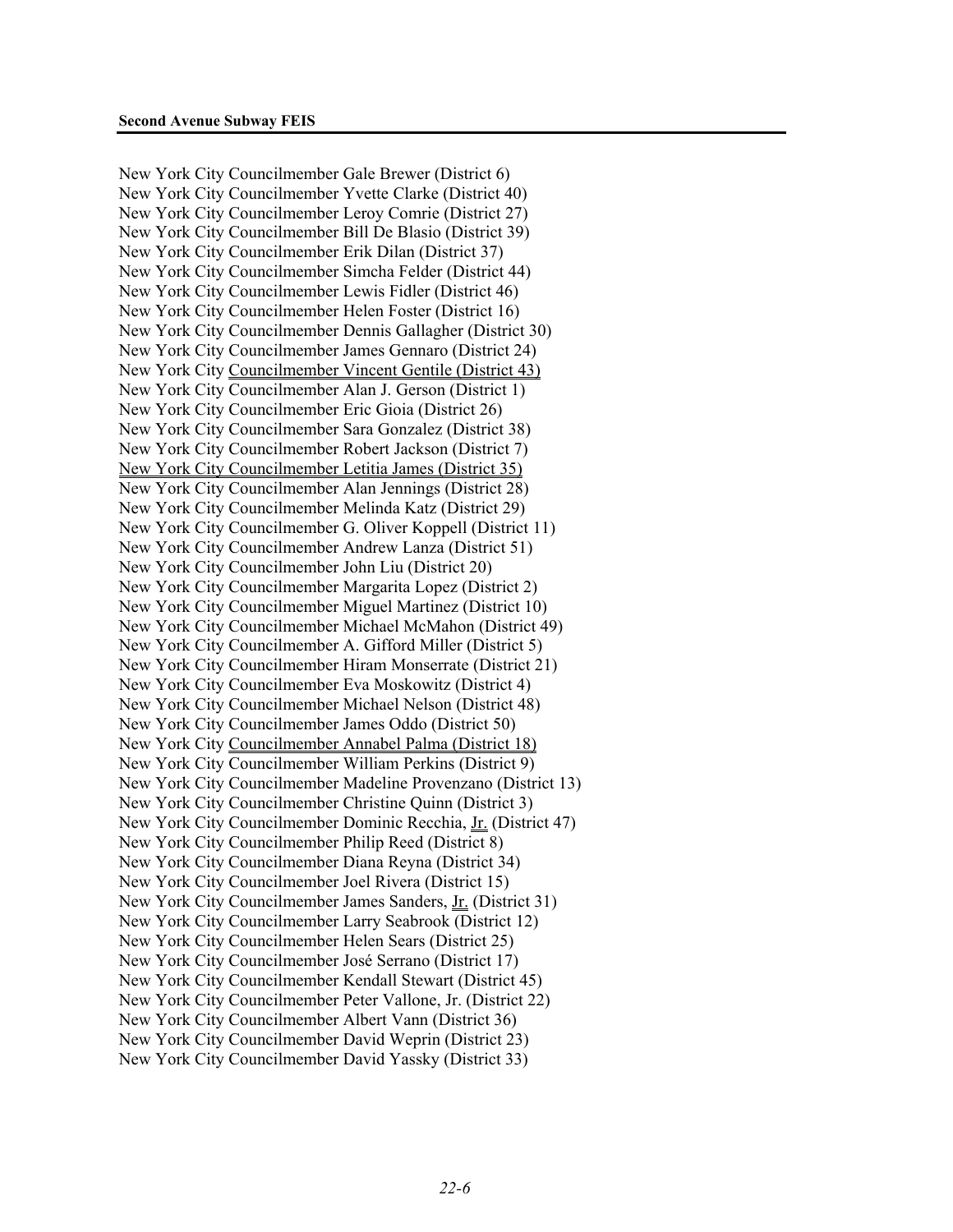New York City Councilmember Gale Brewer (District 6)
New York City Councilmember Yvette Clarke (District 40)
New York City Councilmember Leroy Comrie (District 27)
New York City Councilmember Bill De Blasio (District 39)
New York City Councilmember Erik Dilan (District 37)
New York City Councilmember Simcha Felder (District 44)
New York City Councilmember Lewis Fidler (District 46)
New York City Councilmember Helen Foster (District 16)
New York City Councilmember Dennis Gallagher (District 30)
New York City Councilmember James Gennaro (District 24)
New York City Councilmember Vincent Gentile (District 43)
New York City Councilmember Alan J. Gerson (District 1)
New York City Councilmember Eric Gioia (District 26)
New York City Councilmember Sara Gonzalez (District 38)
New York City Councilmember Robert Jackson (District 7)
New York City Councilmember Letitia James (District 35)
New York City Councilmember Alan Jennings (District 28)
New York City Councilmember Melinda Katz (District 29)
New York City Councilmember G. Oliver Koppell (District 11)
New York City Councilmember Andrew Lanza (District 51)
New York City Councilmember John Liu (District 20)
New York City Councilmember Margarita Lopez (District 2)
New York City Councilmember Miguel Martinez (District 10)
New York City Councilmember Michael McMahon (District 49)
New York City Councilmember A. Gifford Miller (District 5)
New York City Councilmember Hiram Monserrate (District 21)
New York City Councilmember Eva Moskowitz (District 4)
New York City Councilmember Michael Nelson (District 48)
New York City Councilmember James Oddo (District 50)
New York City Councilmember Annabel Palma (District 18)
New York City Councilmember William Perkins (District 9)
New York City Councilmember Madeline Provenzano (District 13)
New York City Councilmember Christine Quinn (District 3)
New York City Councilmember Dominic Recchia, Jr. (District 47)
New York City Councilmember Philip Reed (District 8)
New York City Councilmember Diana Reyna (District 34)
New York City Councilmember Joel Rivera (District 15)
New York City Councilmember James Sanders, Jr. (District 31)
New York City Councilmember Larry Seabrook (District 12)
New York City Councilmember Helen Sears (District 25)
New York City Councilmember José Serrano (District 17)
New York City Councilmember Kendall Stewart (District 45)
New York City Councilmember Peter Vallone, Jr. (District 22)
New York City Councilmember Albert Vann (District 36)
New York City Councilmember David Weprin (District 23)
New York City Councilmember David Yassky (District 33)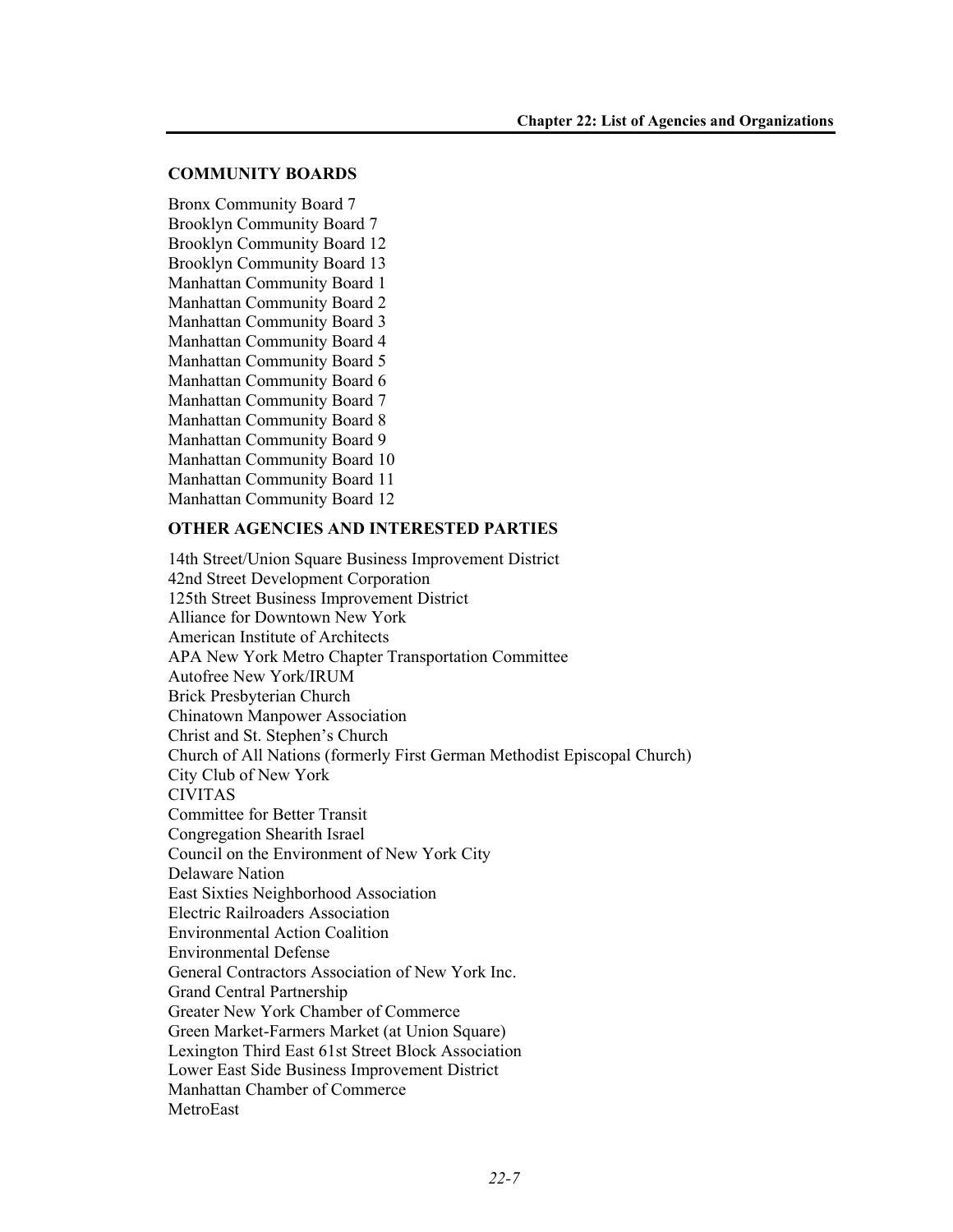## COMMUNITY BOARDS

Bronx Community Board 7
Brooklyn Community Board 7
Brooklyn Community Board 12
Brooklyn Community Board 13
Manhattan Community Board 1
Manhattan Community Board 2
Manhattan Community Board 3
Manhattan Community Board 4
Manhattan Community Board 5
Manhattan Community Board 6
Manhattan Community Board 7
Manhattan Community Board 8
Manhattan Community Board 9
Manhattan Community Board 10
Manhattan Community Board 11
Manhattan Community Board 12

## OTHER AGENCIES AND INTERESTED PARTIES

14th Street/Union Square Business Improvement District
42nd Street Development Corporation
125th Street Business Improvement District
Alliance for Downtown New York
American Institute of Architects
APA New York Metro Chapter Transportation Committee
Autofree New York/IRUM
Brick Presbyterian Church
Chinatown Manpower Association
Christ and St. Stephen's Church
Church of All Nations (formerly First German Methodist Episcopal Church)
City Club of New York
CIVITAS
Committee for Better Transit
Congregation Shearith Israel
Council on the Environment of New York City
Delaware Nation
East Sixties Neighborhood Association
Electric Railroaders Association
Environmental Action Coalition
Environmental Defense
General Contractors Association of New York Inc.
Grand Central Partnership
Greater New York Chamber of Commerce
Green Market-Farmers Market (at Union Square)
Lexington Third East 61st Street Block Association
Lower East Side Business Improvement District
Manhattan Chamber of Commerce
MetroEast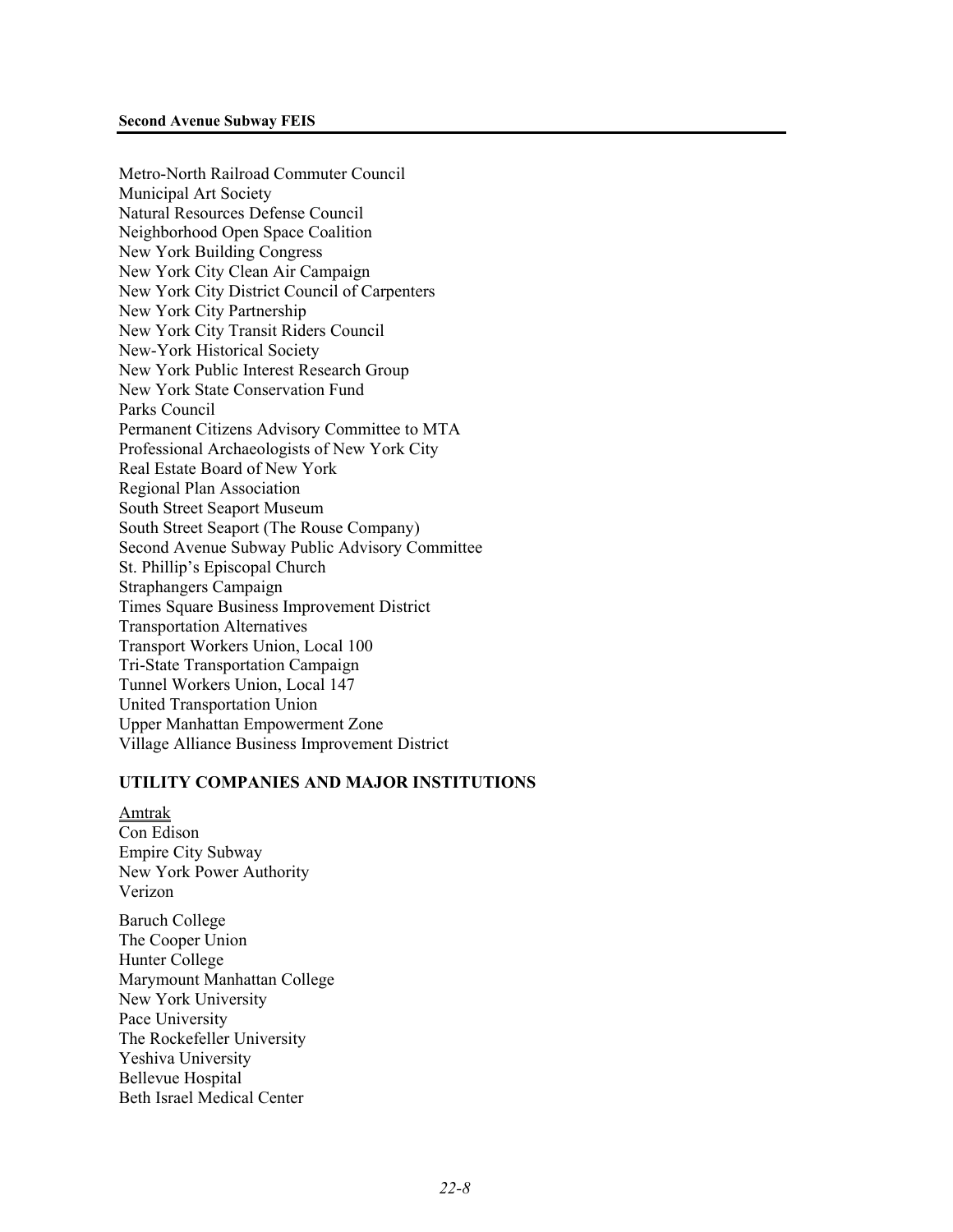Metro-North Railroad Commuter Council
Municipal Art Society
Natural Resources Defense Council
Neighborhood Open Space Coalition
New York Building Congress
New York City Clean Air Campaign
New York City District Council of Carpenters
New York City Partnership
New York City Transit Riders Council
New-York Historical Society
New York Public Interest Research Group
New York State Conservation Fund
Parks Council
Permanent Citizens Advisory Committee to MTA
Professional Archaeologists of New York City
Real Estate Board of New York
Regional Plan Association
South Street Seaport Museum
South Street Seaport (The Rouse Company)
Second Avenue Subway Public Advisory Committee
St. Phillip's Episcopal Church
Straphangers Campaign
Times Square Business Improvement District
Transportation Alternatives
Transport Workers Union, Local 100
Tri-State Transportation Campaign
Tunnel Workers Union, Local 147
United Transportation Union
Upper Manhattan Empowerment Zone
Village Alliance Business Improvement District

**UTILITY COMPANIES AND MAJOR INSTITUTIONS**

Amtrak
Con Edison
Empire City Subway
New York Power Authority
Verizon

Baruch College
The Cooper Union
Hunter College
Marymount Manhattan College
New York University
Pace University
The Rockefeller University
Yeshiva University
Bellevue Hospital
Beth Israel Medical Center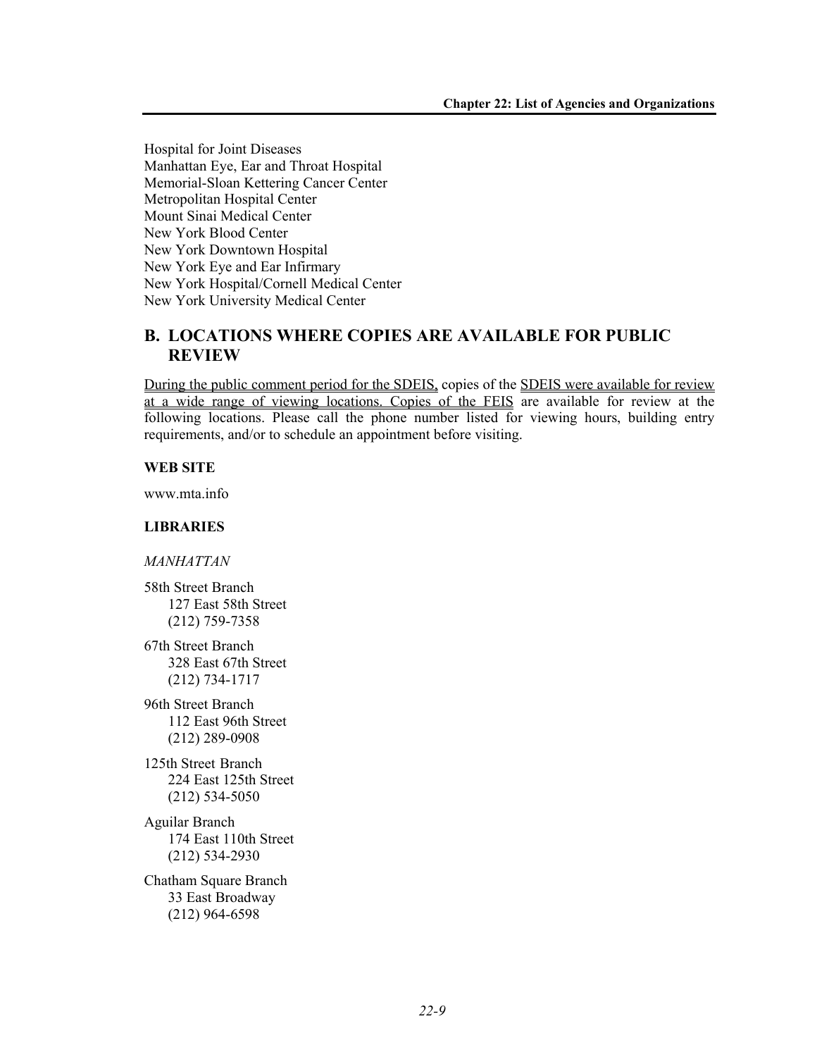Hospital for Joint Diseases
Manhattan Eye, Ear and Throat Hospital
Memorial-Sloan Kettering Cancer Center
Metropolitan Hospital Center
Mount Sinai Medical Center
New York Blood Center
New York Downtown Hospital
New York Eye and Ear Infirmary
New York Hospital/Cornell Medical Center
New York University Medical Center

## B. LOCATIONS WHERE COPIES ARE AVAILABLE FOR PUBLIC REVIEW

During the public comment period for the SDEIS, copies of the SDEIS were available for review at a wide range of viewing locations. Copies of the FEIS are available for review at the following locations. Please call the phone number listed for viewing hours, building entry requirements, and/or to schedule an appointment before visiting.

**WEB SITE**

www.mta.info

**LIBRARIES**

*MANHATTAN*

58th Street Branch
127 East 58th Street
(212) 759-7358

67th Street Branch
328 East 67th Street
(212) 734-1717

96th Street Branch
112 East 96th Street
(212) 289-0908

125th Street Branch
224 East 125th Street
(212) 534-5050

Aguilar Branch
174 East 110th Street
(212) 534-2930

Chatham Square Branch
33 East Broadway
(212) 964-6598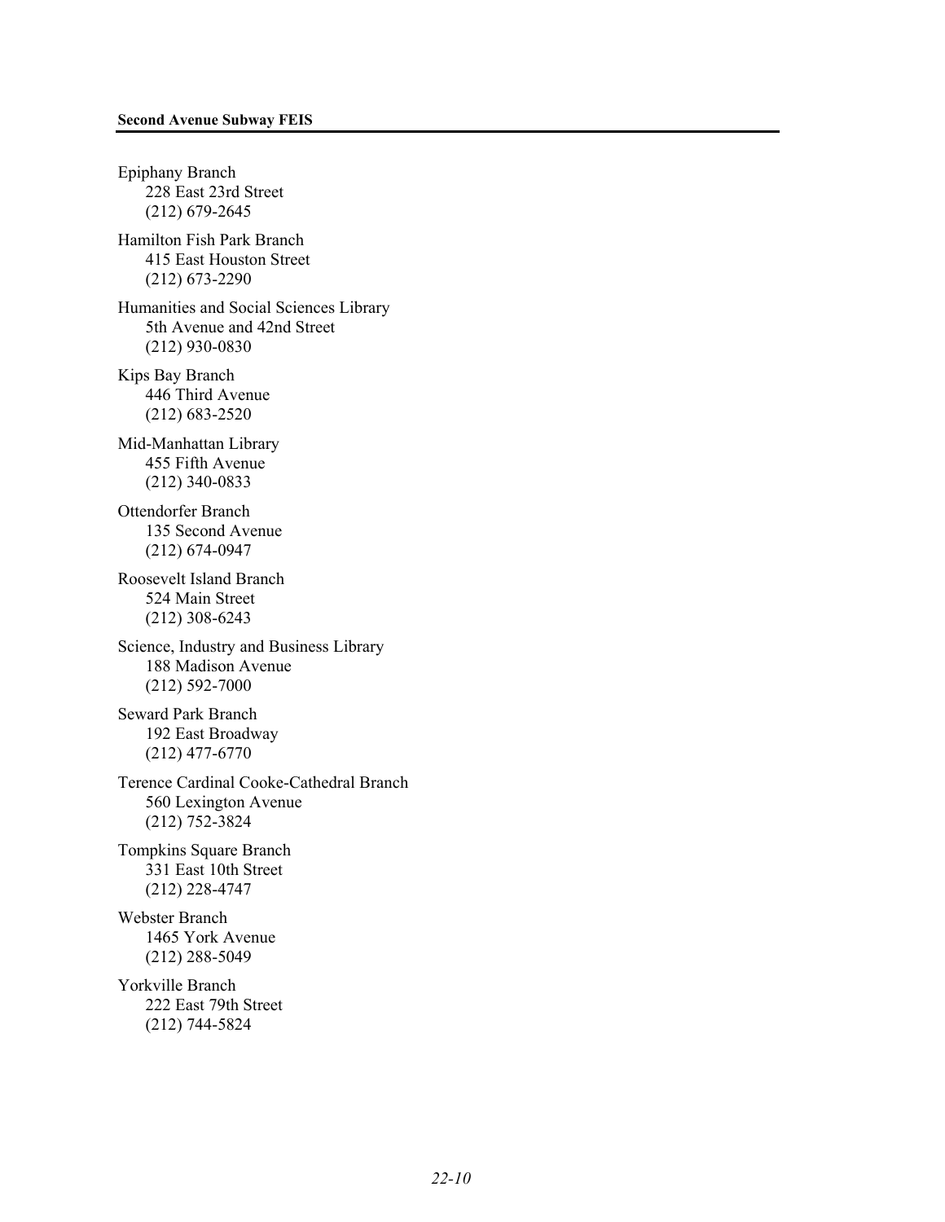Epiphany Branch
228 East 23rd Street
(212) 679-2645

Hamilton Fish Park Branch
415 East Houston Street
(212) 673-2290

Humanities and Social Sciences Library
5th Avenue and 42nd Street
(212) 930-0830

Kips Bay Branch
446 Third Avenue
(212) 683-2520

Mid-Manhattan Library
455 Fifth Avenue
(212) 340-0833

Ottendorfer Branch
135 Second Avenue
(212) 674-0947

Roosevelt Island Branch
524 Main Street
(212) 308-6243

Science, Industry and Business Library
188 Madison Avenue
(212) 592-7000

Seward Park Branch
192 East Broadway
(212) 477-6770

Terence Cardinal Cooke-Cathedral Branch
560 Lexington Avenue
(212) 752-3824

Tompkins Square Branch
331 East 10th Street
(212) 228-4747

Webster Branch
1465 York Avenue
(212) 288-5049

Yorkville Branch
222 East 79th Street
(212) 744-5824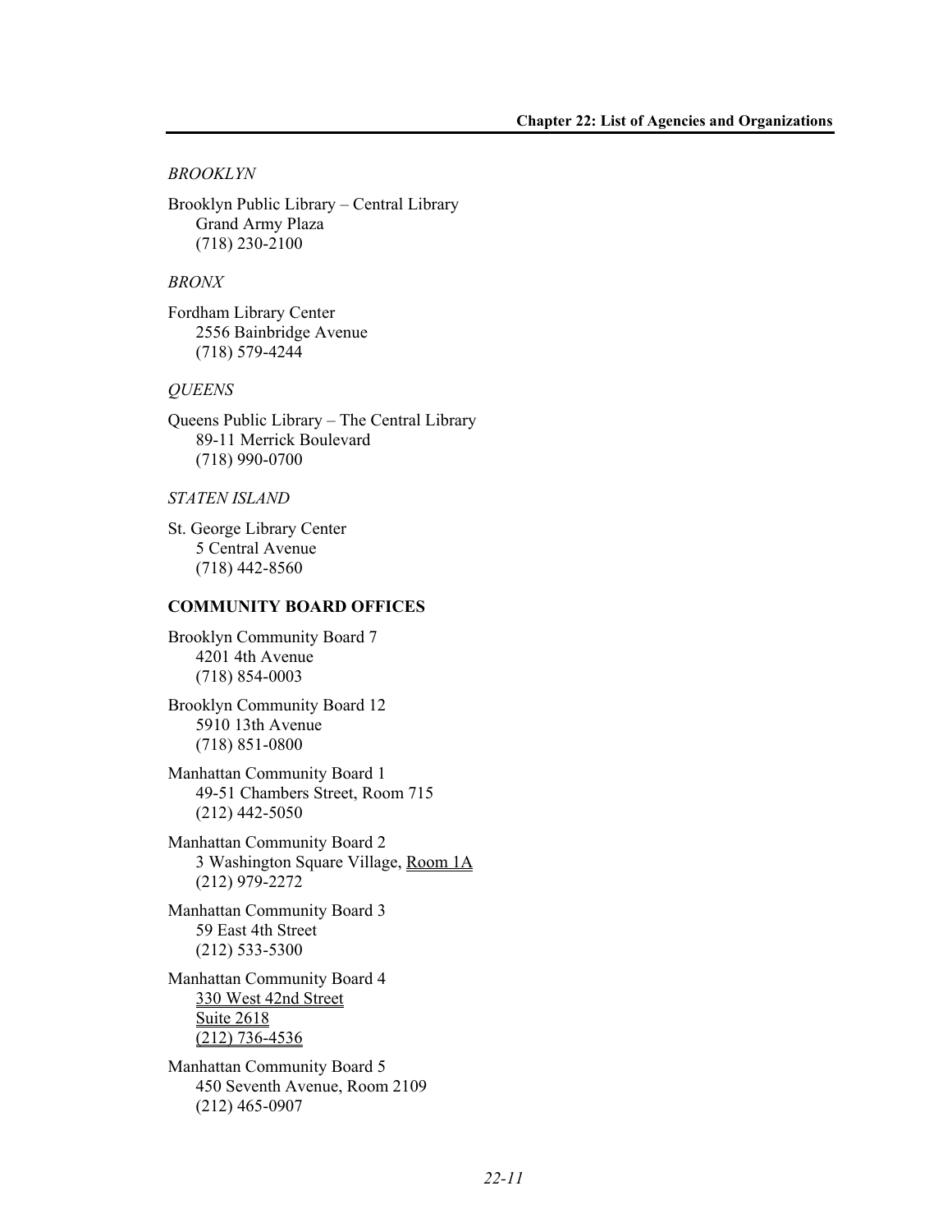*BROOKLYN*

Brooklyn Public Library – Central Library
Grand Army Plaza
(718) 230-2100

*BRONX*

Fordham Library Center
2556 Bainbridge Avenue
(718) 579-4244

*QUEENS*

Queens Public Library – The Central Library
89-11 Merrick Boulevard
(718) 990-0700

*STATEN ISLAND*

St. George Library Center
5 Central Avenue
(718) 442-8560

**COMMUNITY BOARD OFFICES**

Brooklyn Community Board 7
4201 4th Avenue
(718) 854-0003

Brooklyn Community Board 12
5910 13th Avenue
(718) 851-0800

Manhattan Community Board 1
49-51 Chambers Street, Room 715
(212) 442-5050

Manhattan Community Board 2
3 Washington Square Village, Room 1A
(212) 979-2272

Manhattan Community Board 3
59 East 4th Street
(212) 533-5300

Manhattan Community Board 4
330 West 42nd Street
Suite 2618
(212) 736-4536

Manhattan Community Board 5
450 Seventh Avenue, Room 2109
(212) 465-0907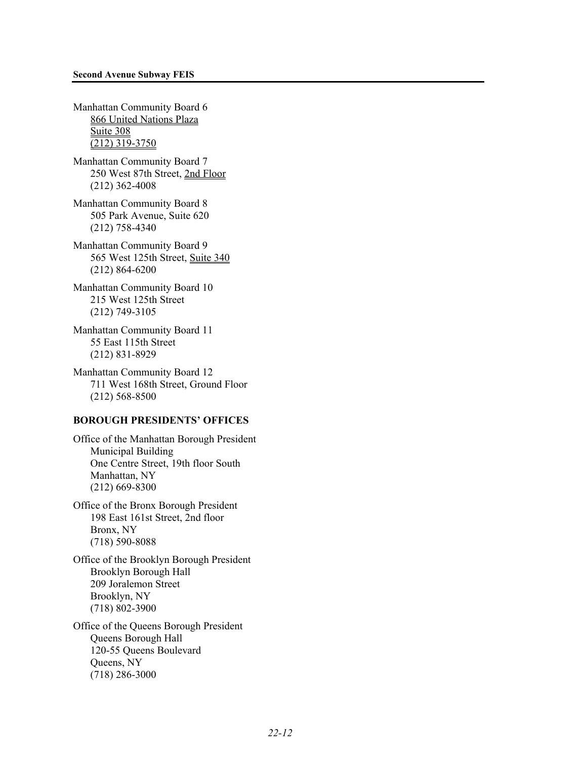Manhattan Community Board 6
866 United Nations Plaza
Suite 308
(212) 319-3750

Manhattan Community Board 7
250 West 87th Street, 2nd Floor
(212) 362-4008

Manhattan Community Board 8
505 Park Avenue, Suite 620
(212) 758-4340

Manhattan Community Board 9
565 West 125th Street, Suite 340
(212) 864-6200

Manhattan Community Board 10
215 West 125th Street
(212) 749-3105

Manhattan Community Board 11
55 East 115th Street
(212) 831-8929

Manhattan Community Board 12
711 West 168th Street, Ground Floor
(212) 568-8500

## BOROUGH PRESIDENTS' OFFICES

Office of the Manhattan Borough President
Municipal Building
One Centre Street, 19th floor South
Manhattan, NY
(212) 669-8300

Office of the Bronx Borough President
198 East 161st Street, 2nd floor
Bronx, NY
(718) 590-8088

Office of the Brooklyn Borough President
Brooklyn Borough Hall
209 Joralemon Street
Brooklyn, NY
(718) 802-3900

Office of the Queens Borough President
Queens Borough Hall
120-55 Queens Boulevard
Queens, NY
(718) 286-3000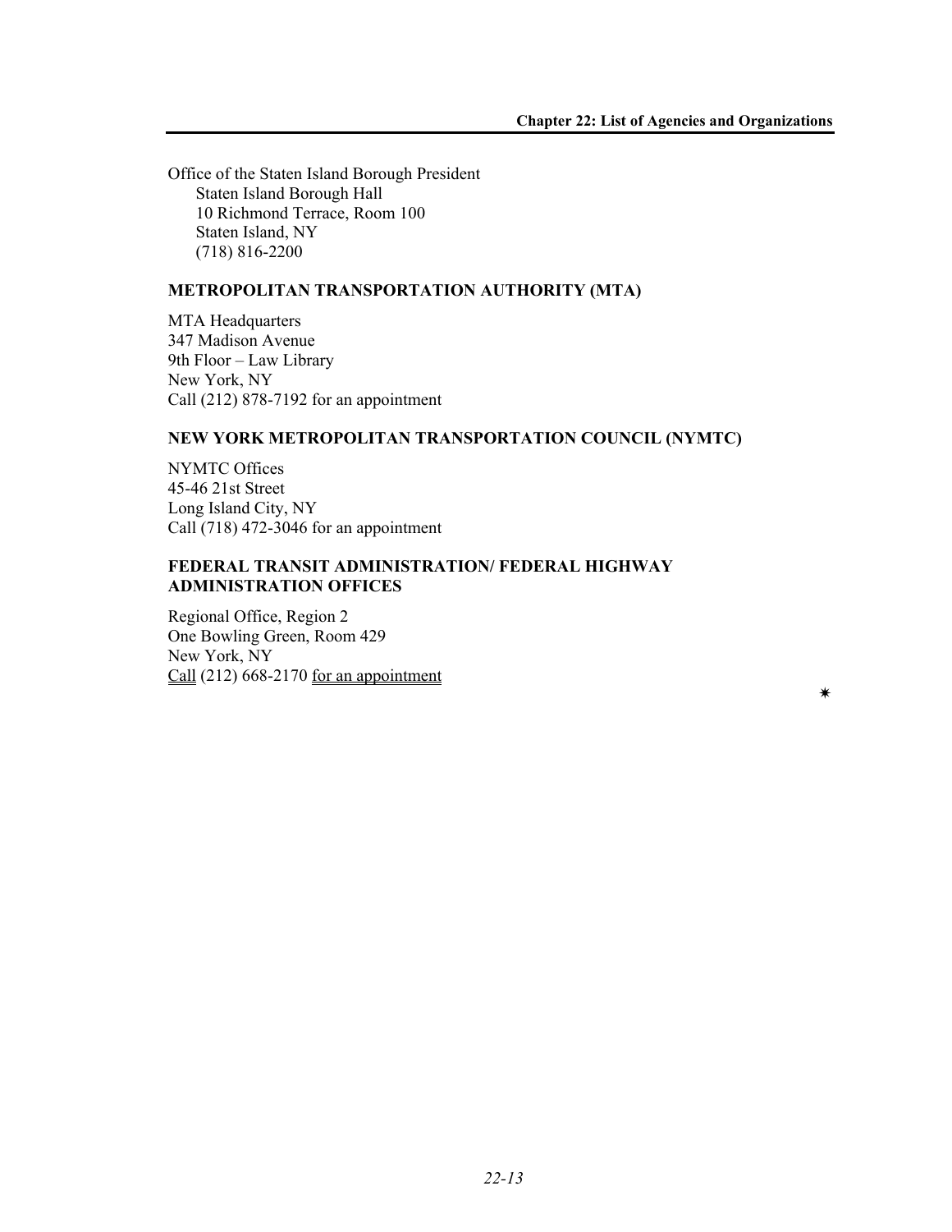Office of the Staten Island Borough President
Staten Island Borough Hall
10 Richmond Terrace, Room 100
Staten Island, NY
(718) 816-2200

**METROPOLITAN TRANSPORTATION AUTHORITY (MTA)**

MTA Headquarters
347 Madison Avenue
9th Floor – Law Library
New York, NY
Call (212) 878-7192 for an appointment

**NEW YORK METROPOLITAN TRANSPORTATION COUNCIL (NYMTC)**

NYMTC Offices
45-46 21st Street
Long Island City, NY
Call (718) 472-3046 for an appointment

**FEDERAL TRANSIT ADMINISTRATION/ FEDERAL HIGHWAY ADMINISTRATION OFFICES**

Regional Office, Region 2
One Bowling Green, Room 429
New York, NY
Call (212) 668-2170 for an appointment

*